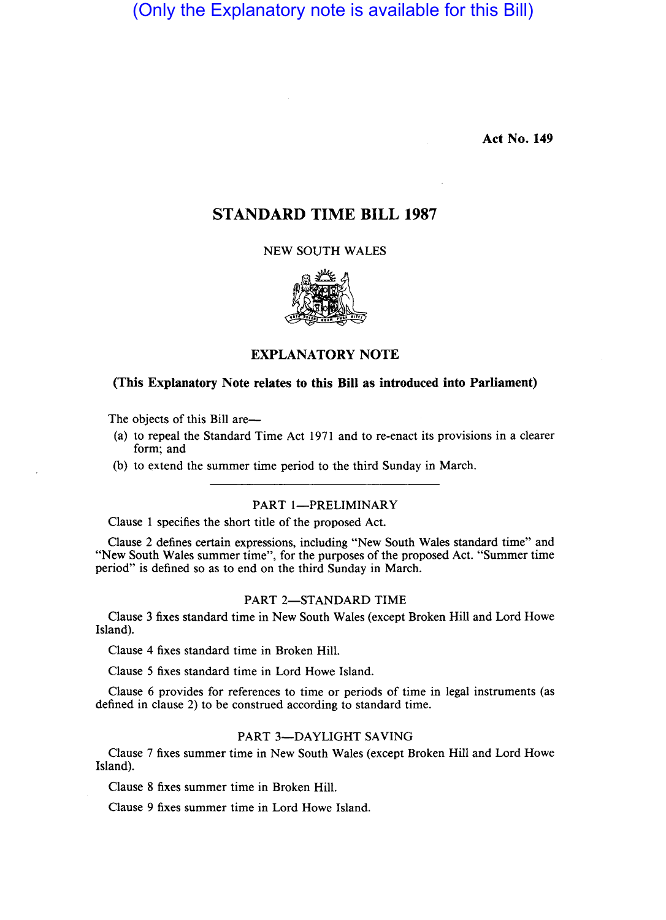(Only the Explanatory note is available for this Bill)

**Act No. 149**

# STANDARD TIME BILL 1987

NEW SOUTH WALES

## EXPLANATORY NOTE

**(This Explanatory Note relates to this Bill as introduced into Parliament)**

The objects of this Bill are—

(a) to repeal the Standard Time Act 1971 and to re-enact its provisions in a clearer form; and

(b) to extend the summer time period to the third Sunday in March.

### PART 1—PRELIMINARY

Clause 1 specifies the short title of the proposed Act.

Clause 2 defines certain expressions, including "New South Wales standard time" and "New South Wales summer time", for the purposes of the proposed Act. "Summer time period" is defined so as to end on the third Sunday in March.

### PART 2—STANDARD TIME

Clause 3 fixes standard time in New South Wales (except Broken Hill and Lord Howe Island).

Clause 4 fixes standard time in Broken Hill.

Clause 5 fixes standard time in Lord Howe Island.

Clause 6 provides for references to time or periods of time in legal instruments (as defined in clause 2) to be construed according to standard time.

### PART 3—DAYLIGHT SAVING

Clause 7 fixes summer time in New South Wales (except Broken Hill and Lord Howe Island).

Clause 8 fixes summer time in Broken Hill.

Clause 9 fixes summer time in Lord Howe Island.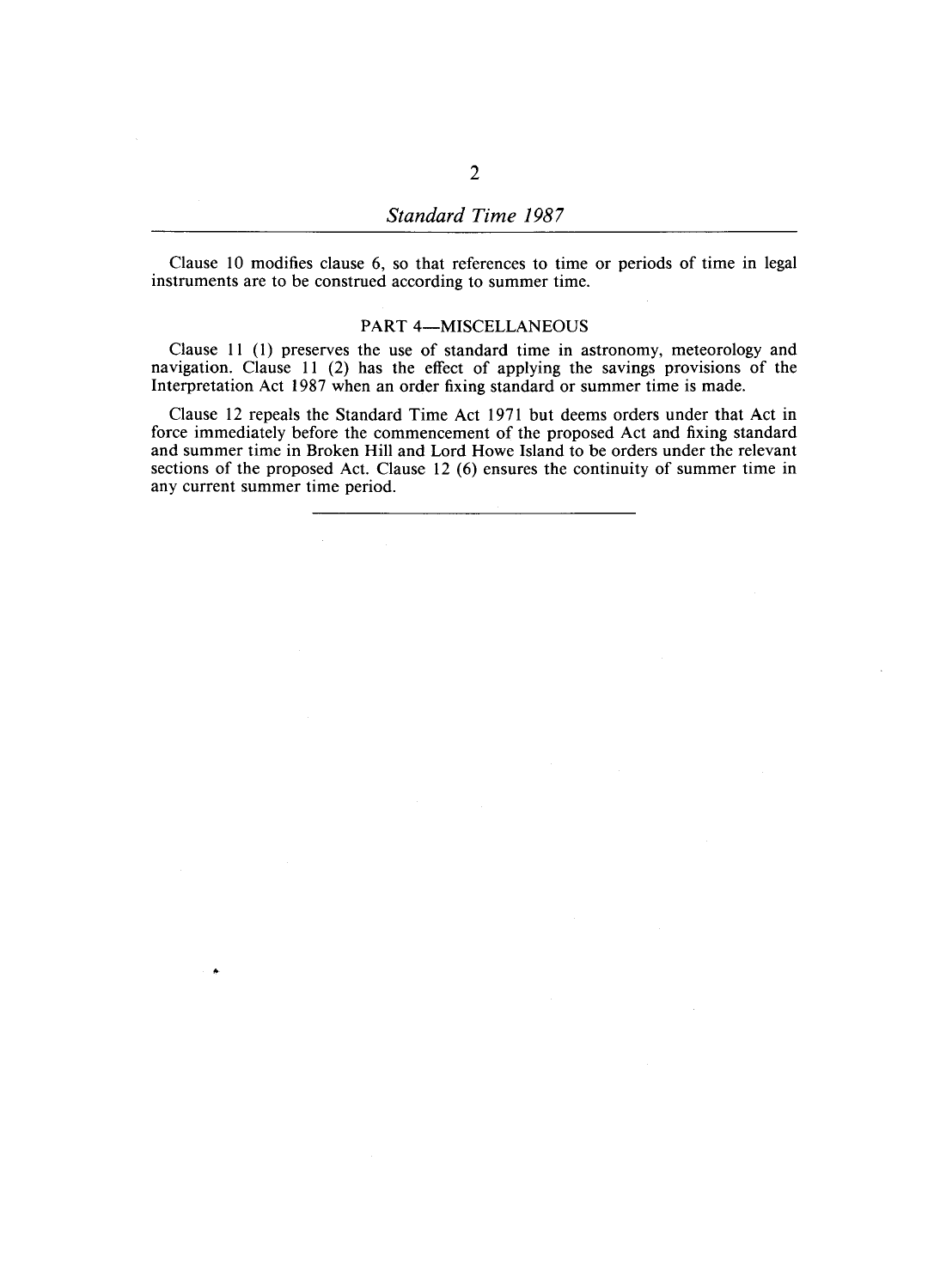Clause 10 modifies clause 6, so that references to time or periods of time in legal instruments are to be construed according to summer time.

## PART 4—MISCELLANEOUS

Clause 11 (1) preserves the use of standard time in astronomy, meteorology and navigation. Clause 11 (2) has the effect of applying the savings provisions of the Interpretation Act 1987 when an order fixing standard or summer time is made.

Clause 12 repeals the Standard Time Act 1971 but deems orders under that Act in force immediately before the commencement of the proposed Act and fixing standard and summer time in Broken Hill and Lord Howe Island to be orders under the relevant sections of the proposed Act. Clause 12 (6) ensures the continuity of summer time in any current summer time period.